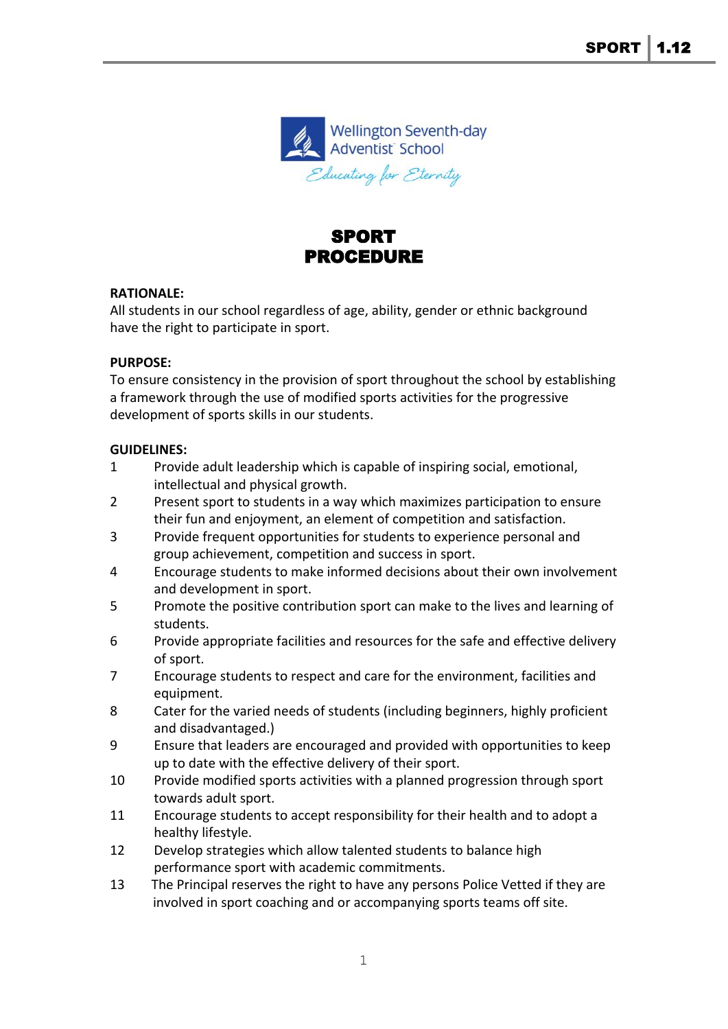Wellington Seventh-day Adventist School

*Educating for Eternity*

# SPORT PROCEDURE

**RATIONALE:**
All students in our school regardless of age, ability, gender or ethnic background have the right to participate in sport.

**PURPOSE:**
To ensure consistency in the provision of sport throughout the school by establishing a framework through the use of modified sports activities for the progressive development of sports skills in our students.

**GUIDELINES:**

1. Provide adult leadership which is capable of inspiring social, emotional, intellectual and physical growth.
2. Present sport to students in a way which maximizes participation to ensure their fun and enjoyment, an element of competition and satisfaction.
3. Provide frequent opportunities for students to experience personal and group achievement, competition and success in sport.
4. Encourage students to make informed decisions about their own involvement and development in sport.
5. Promote the positive contribution sport can make to the lives and learning of students.
6. Provide appropriate facilities and resources for the safe and effective delivery of sport.
7. Encourage students to respect and care for the environment, facilities and equipment.
8. Cater for the varied needs of students (including beginners, highly proficient and disadvantaged.)
9. Ensure that leaders are encouraged and provided with opportunities to keep up to date with the effective delivery of their sport.
10. Provide modified sports activities with a planned progression through sport towards adult sport.
11. Encourage students to accept responsibility for their health and to adopt a healthy lifestyle.
12. Develop strategies which allow talented students to balance high performance sport with academic commitments.
13. The Principal reserves the right to have any persons Police Vetted if they are involved in sport coaching and or accompanying sports teams off site.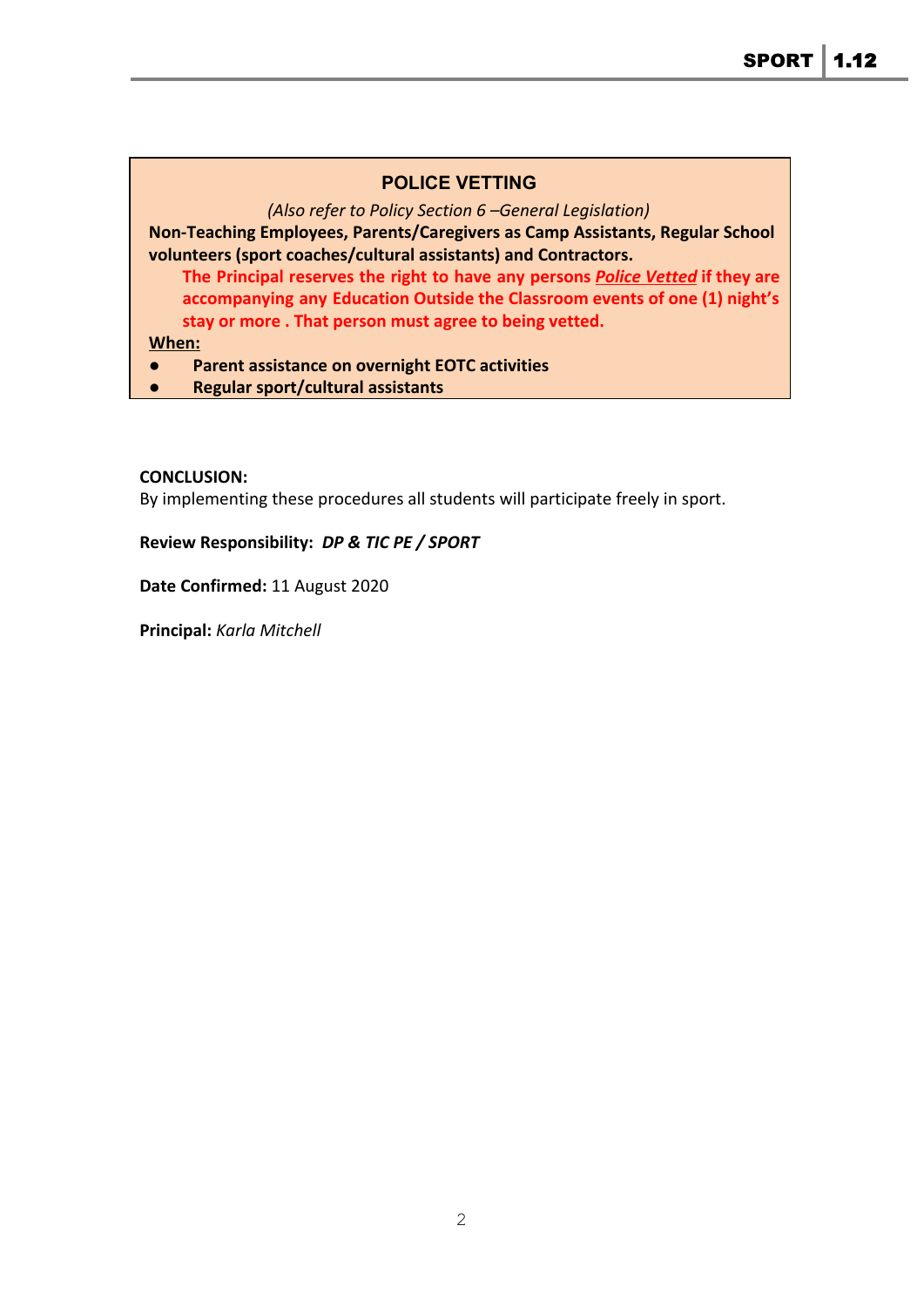## POLICE VETTING

*(Also refer to Policy Section 6 –General Legislation)*

**Non-Teaching Employees, Parents/Caregivers as Camp Assistants, Regular School volunteers (sport coaches/cultural assistants) and Contractors.**

**The Principal reserves the right to have any persons *Police Vetted* if they are accompanying any Education Outside the Classroom events of one (1) night's stay or more . That person must agree to being vetted.**

**When:**

- **Parent assistance on overnight EOTC activities**
- **Regular sport/cultural assistants**

**CONCLUSION:**

By implementing these procedures all students will participate freely in sport.

**Review Responsibility:** ***DP & TIC PE / SPORT***

**Date Confirmed:** 11 August 2020

**Principal:** *Karla Mitchell*